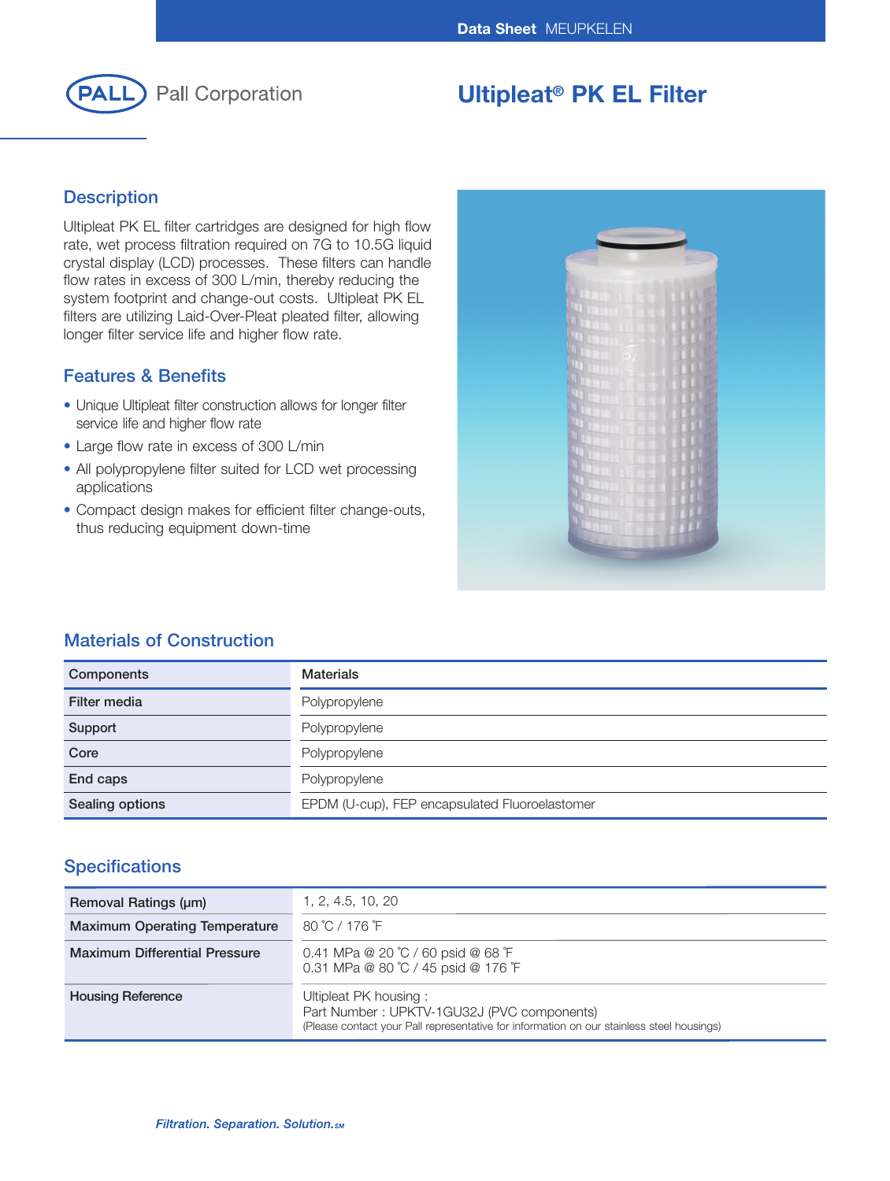Data Sheet MEUPKELEN

PALL Pall Corporation

# Ultipleat® PK EL Filter

## Description

Ultipleat PK EL filter cartridges are designed for high flow rate, wet process filtration required on 7G to 10.5G liquid crystal display (LCD) processes. These filters can handle flow rates in excess of 300 L/min, thereby reducing the system footprint and change-out costs. Ultipleat PK EL filters are utilizing Laid-Over-Pleat pleated filter, allowing longer filter service life and higher flow rate.

## Features & Benefits

- Unique Ultipleat filter construction allows for longer filter service life and higher flow rate
- Large flow rate in excess of 300 L/min
- All polypropylene filter suited for LCD wet processing applications
- Compact design makes for efficient filter change-outs, thus reducing equipment down-time

## Materials of Construction

| Components | Materials |
|---|---|
| Filter media | Polypropylene |
| Support | Polypropylene |
| Core | Polypropylene |
| End caps | Polypropylene |
| Sealing options | EPDM (U-cup), FEP encapsulated Fluoroelastomer |

## Specifications

| | |
|---|---|
| Removal Ratings (µm) | 1, 2, 4.5, 10, 20 |
| Maximum Operating Temperature | 80 ˚C / 176 ˚F |
| Maximum Differential Pressure | 0.41 MPa @ 20 ˚C / 60 psid @ 68 ˚F<br>0.31 MPa @ 80 ˚C / 45 psid @ 176 ˚F |
| Housing Reference | Ultipleat PK housing :<br>Part Number : UPKTV-1GU32J (PVC components)<br>(Please contact your Pall representative for information on our stainless steel housings) |

*Filtration. Separation. Solution.SM*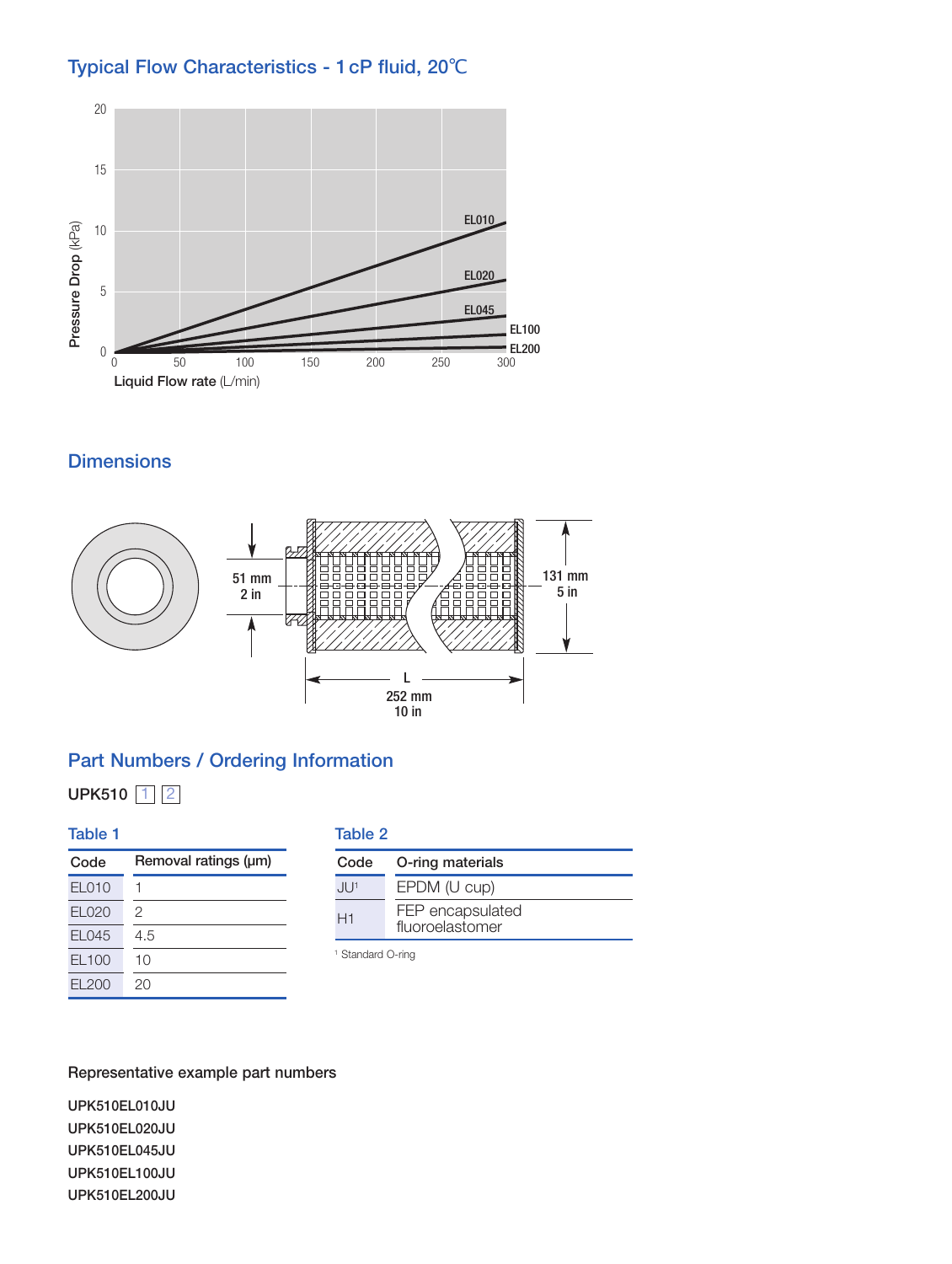## Typical Flow Characteristics - 1 cP fluid, 20℃

## Dimensions

## Part Numbers / Ordering Information

**UPK510** 1 2

**Table 1**

| Code | Removal ratings (µm) |
|---|---|
| EL010 | 1 |
| EL020 | 2 |
| EL045 | 4.5 |
| EL100 | 10 |
| EL200 | 20 |

**Table 2**

| Code | O-ring materials |
|---|---|
| JU[1] | EPDM (U cup) |
| H1 | FEP encapsulated fluoroelastomer |

[1] Standard O-ring

Representative example part numbers

**UPK510EL010JU**
**UPK510EL020JU**
**UPK510EL045JU**
**UPK510EL100JU**
**UPK510EL200JU**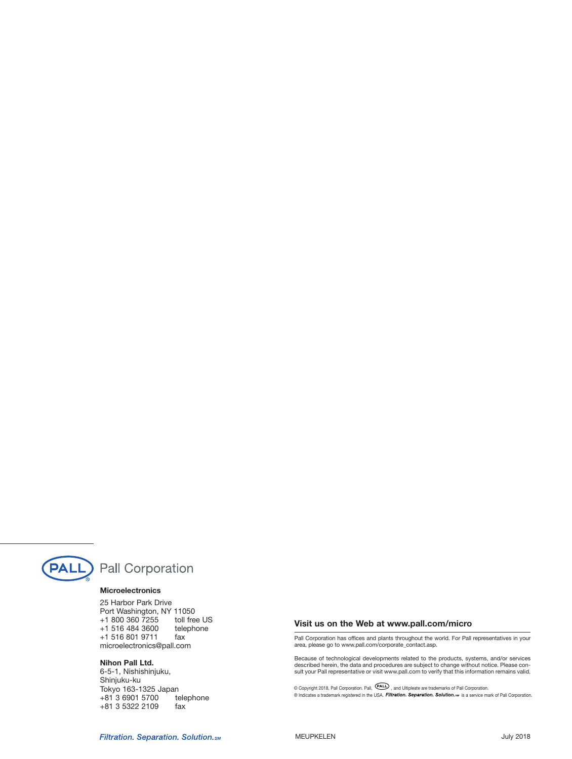Pall Corporation

**Microelectronics**

25 Harbor Park Drive
Port Washington, NY 11050
+1 800 360 7255 toll free US
+1 516 484 3600 telephone
+1 516 801 9711 fax
microelectronics@pall.com

**Nihon Pall Ltd.**
6-5-1, Nishishinjuku,
Shinjuku-ku
Tokyo 163-1325 Japan
+81 3 6901 5700 telephone
+81 3 5322 2109 fax

**Visit us on the Web at www.pall.com/micro**

Pall Corporation has offices and plants throughout the world. For Pall representatives in your area, please go to www.pall.com/corporate_contact.asp.

Because of technological developments related to the products, systems, and/or services described herein, the data and procedures are subject to change without notice. Please consult your Pall representative or visit www.pall.com to verify that this information remains valid.

© Copyright 2018, Pall Corporation. Pall, PALL, and Ultipleate are trademarks of Pall Corporation.
® Indicates a trademark registered in the USA. *Filtration. Separation. Solution.*SM is a service mark of Pall Corporation.

*Filtration. Separation. Solution.*SM

MEUPKELEN

July 2018